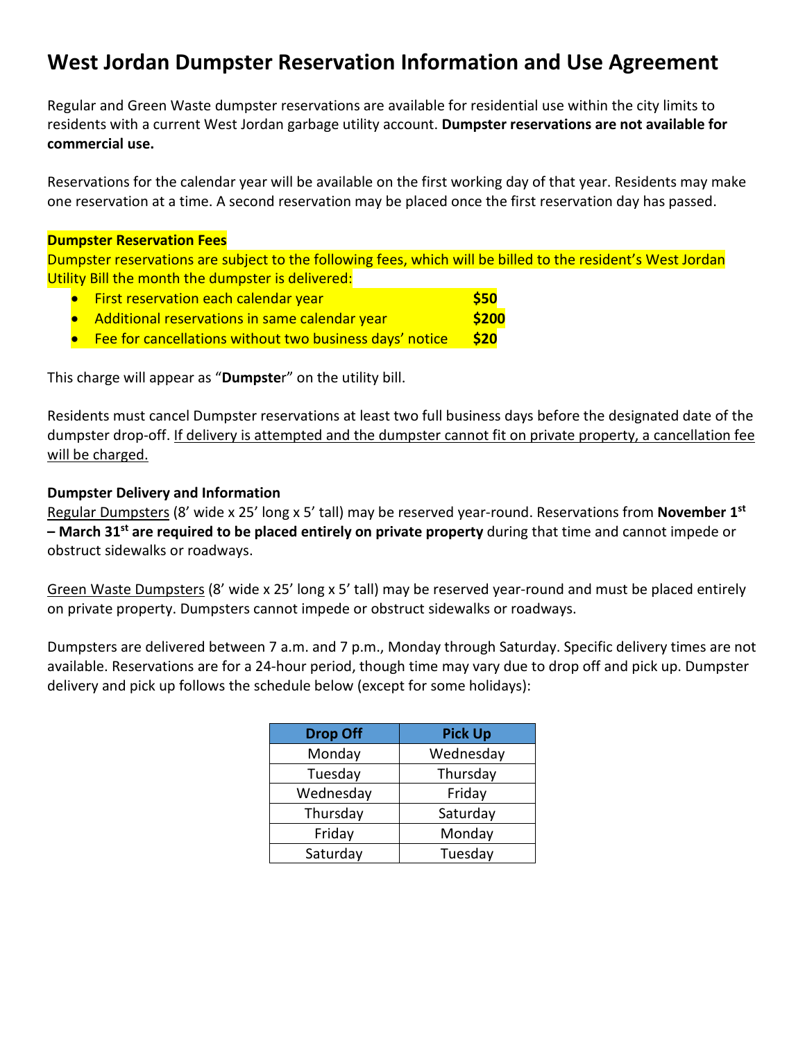# West Jordan Dumpster Reservation Information and Use Agreement

Regular and Green Waste dumpster reservations are available for residential use within the city limits to residents with a current West Jordan garbage utility account. **Dumpster reservations are not available for commercial use.**

Reservations for the calendar year will be available on the first working day of that year. Residents may make one reservation at a time. A second reservation may be placed once the first reservation day has passed.

**Dumpster Reservation Fees**

Dumpster reservations are subject to the following fees, which will be billed to the resident's West Jordan Utility Bill the month the dumpster is delivered:

- First reservation each calendar year **$50**
- Additional reservations in same calendar year **$200**
- Fee for cancellations without two business days' notice **$20**

This charge will appear as "**Dumpste**r" on the utility bill.

Residents must cancel Dumpster reservations at least two full business days before the designated date of the dumpster drop-off. If delivery is attempted and the dumpster cannot fit on private property, a cancellation fee will be charged.

**Dumpster Delivery and Information**

Regular Dumpsters (8' wide x 25' long x 5' tall) may be reserved year-round. Reservations from **November 1st – March 31st are required to be placed entirely on private property** during that time and cannot impede or obstruct sidewalks or roadways.

Green Waste Dumpsters (8' wide x 25' long x 5' tall) may be reserved year-round and must be placed entirely on private property. Dumpsters cannot impede or obstruct sidewalks or roadways.

Dumpsters are delivered between 7 a.m. and 7 p.m., Monday through Saturday. Specific delivery times are not available. Reservations are for a 24-hour period, though time may vary due to drop off and pick up. Dumpster delivery and pick up follows the schedule below (except for some holidays):

| Drop Off | Pick Up |
|---|---|
| Monday | Wednesday |
| Tuesday | Thursday |
| Wednesday | Friday |
| Thursday | Saturday |
| Friday | Monday |
| Saturday | Tuesday |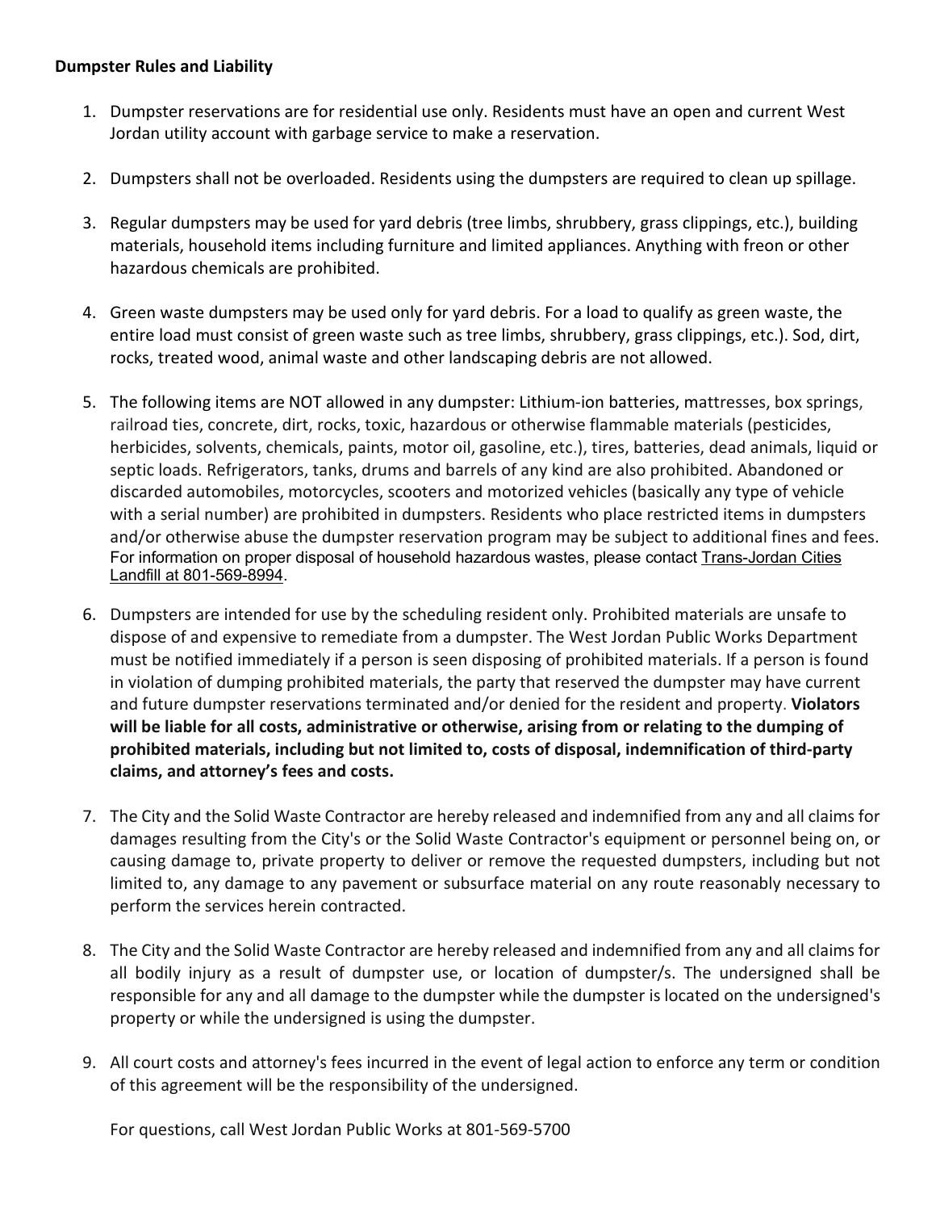**Dumpster Rules and Liability**

1. Dumpster reservations are for residential use only. Residents must have an open and current West Jordan utility account with garbage service to make a reservation.

2. Dumpsters shall not be overloaded. Residents using the dumpsters are required to clean up spillage.

3. Regular dumpsters may be used for yard debris (tree limbs, shrubbery, grass clippings, etc.), building materials, household items including furniture and limited appliances. Anything with freon or other hazardous chemicals are prohibited.

4. Green waste dumpsters may be used only for yard debris. For a load to qualify as green waste, the entire load must consist of green waste such as tree limbs, shrubbery, grass clippings, etc.). Sod, dirt, rocks, treated wood, animal waste and other landscaping debris are not allowed.

5. The following items are NOT allowed in any dumpster: Lithium-ion batteries, mattresses, box springs, railroad ties, concrete, dirt, rocks, toxic, hazardous or otherwise flammable materials (pesticides, herbicides, solvents, chemicals, paints, motor oil, gasoline, etc.), tires, batteries, dead animals, liquid or septic loads. Refrigerators, tanks, drums and barrels of any kind are also prohibited. Abandoned or discarded automobiles, motorcycles, scooters and motorized vehicles (basically any type of vehicle with a serial number) are prohibited in dumpsters. Residents who place restricted items in dumpsters and/or otherwise abuse the dumpster reservation program may be subject to additional fines and fees. For information on proper disposal of household hazardous wastes, please contact Trans-Jordan Cities Landfill at 801-569-8994.

6. Dumpsters are intended for use by the scheduling resident only. Prohibited materials are unsafe to dispose of and expensive to remediate from a dumpster. The West Jordan Public Works Department must be notified immediately if a person is seen disposing of prohibited materials. If a person is found in violation of dumping prohibited materials, the party that reserved the dumpster may have current and future dumpster reservations terminated and/or denied for the resident and property. **Violators will be liable for all costs, administrative or otherwise, arising from or relating to the dumping of prohibited materials, including but not limited to, costs of disposal, indemnification of third-party claims, and attorney's fees and costs.**

7. The City and the Solid Waste Contractor are hereby released and indemnified from any and all claims for damages resulting from the City's or the Solid Waste Contractor's equipment or personnel being on, or causing damage to, private property to deliver or remove the requested dumpsters, including but not limited to, any damage to any pavement or subsurface material on any route reasonably necessary to perform the services herein contracted.

8. The City and the Solid Waste Contractor are hereby released and indemnified from any and all claims for all bodily injury as a result of dumpster use, or location of dumpster/s. The undersigned shall be responsible for any and all damage to the dumpster while the dumpster is located on the undersigned's property or while the undersigned is using the dumpster.

9. All court costs and attorney's fees incurred in the event of legal action to enforce any term or condition of this agreement will be the responsibility of the undersigned.

For questions, call West Jordan Public Works at 801-569-5700